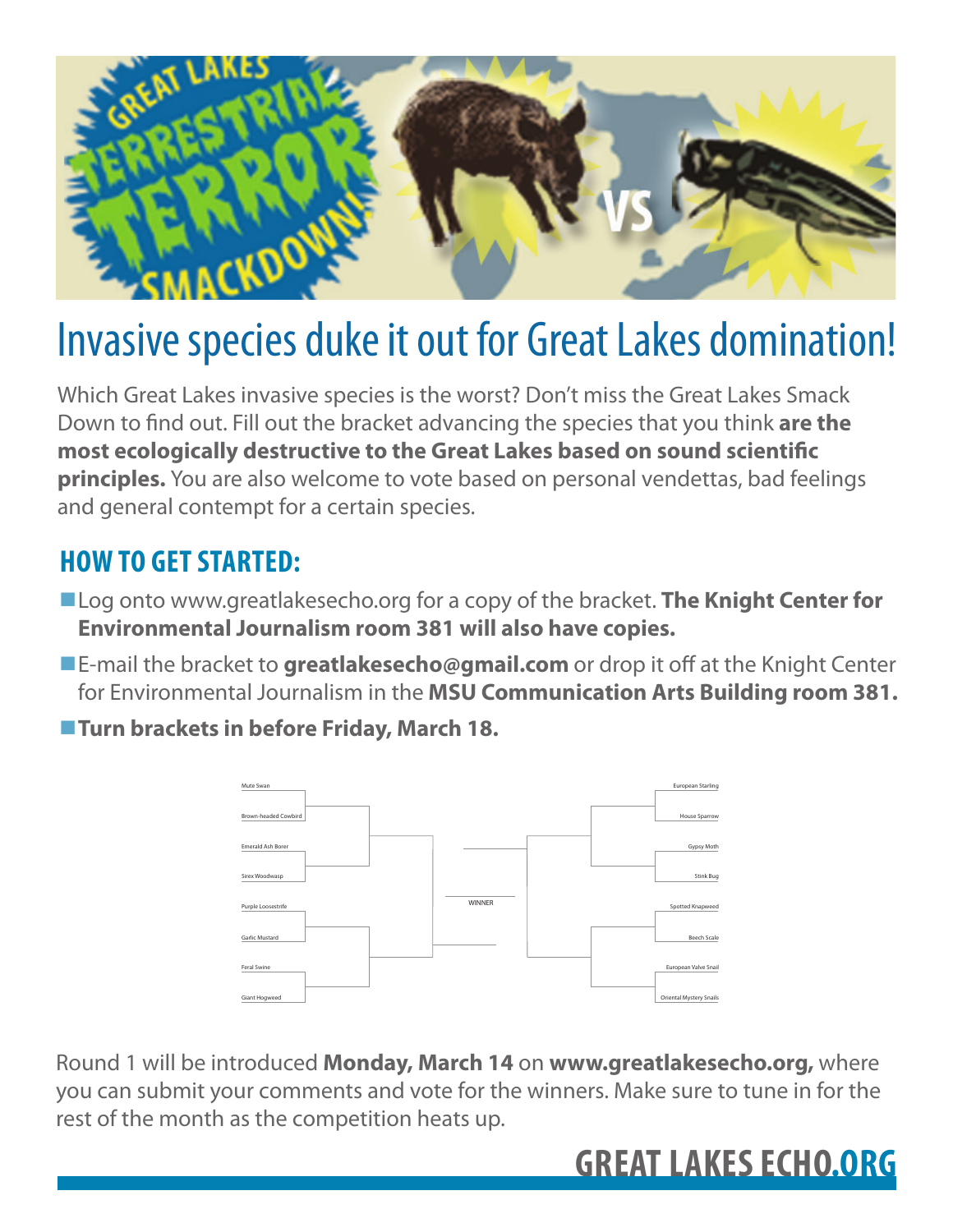# Invasive species duke it out for Great Lakes domination!

Which Great Lakes invasive species is the worst? Don't miss the Great Lakes Smack Down to find out. Fill out the bracket advancing the species that you think **are the most ecologically destructive to the Great Lakes based on sound scientific principles.** You are also welcome to vote based on personal vendettas, bad feelings and general contempt for a certain species.

## HOW TO GET STARTED:

- Log onto www.greatlakesecho.org for a copy of the bracket. **The Knight Center for Environmental Journalism room 381 will also have copies.**
- E-mail the bracket to **greatlakesecho@gmail.com** or drop it off at the Knight Center for Environmental Journalism in the **MSU Communication Arts Building room 381.**
- **Turn brackets in before Friday, March 18.**

| Left bracket | Right bracket |
| --- | --- |
| Mute Swan | European Starling |
| Brown-headed Cowbird | House Sparrow |
| Emerald Ash Borer | Gypsy Moth |
| Sirex Woodwasp | Stink Bug |
| Purple Loosestrife | Spotted Knapweed |
| Garlic Mustard | Beech Scale |
| Feral Swine | European Valve Snail |
| Giant Hogweed | Oriental Mystery Snails |

WINNER

Round 1 will be introduced **Monday, March 14** on **www.greatlakesecho.org,** where you can submit your comments and vote for the winners. Make sure to tune in for the rest of the month as the competition heats up.

**GREAT LAKES ECHO.ORG**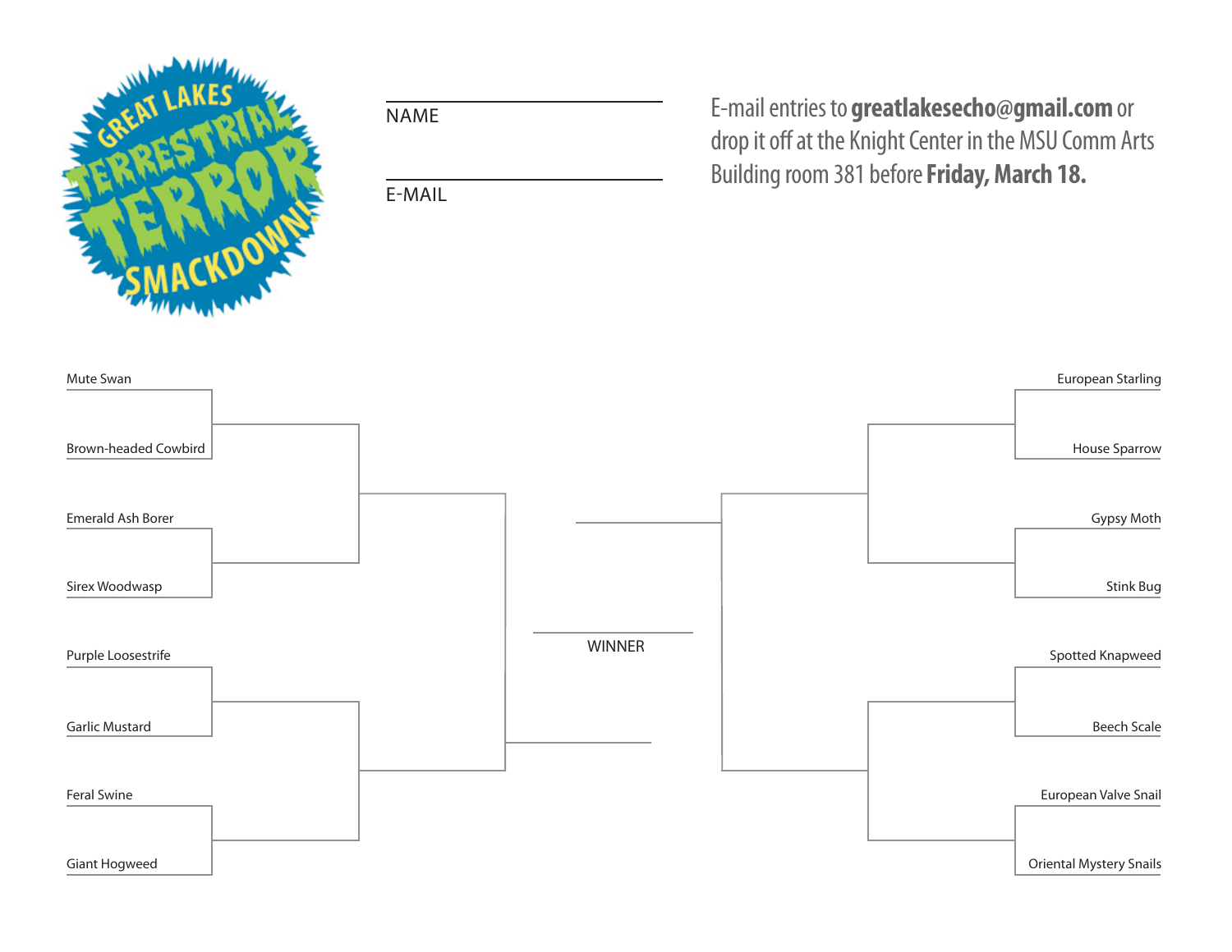GREAT LAKES TERRESTRIAL TERROR SMACKDOWN!

NAME

E-MAIL

E-mail entries to **greatlakesecho@gmail.com** or drop it off at the Knight Center in the MSU Comm Arts Building room 381 before **Friday, March 18.**

Mute Swan

Brown-headed Cowbird

Emerald Ash Borer

Sirex Woodwasp

Purple Loosestrife

Garlic Mustard

Feral Swine

Giant Hogweed

WINNER

European Starling

House Sparrow

Gypsy Moth

Stink Bug

Spotted Knapweed

Beech Scale

European Valve Snail

Oriental Mystery Snails